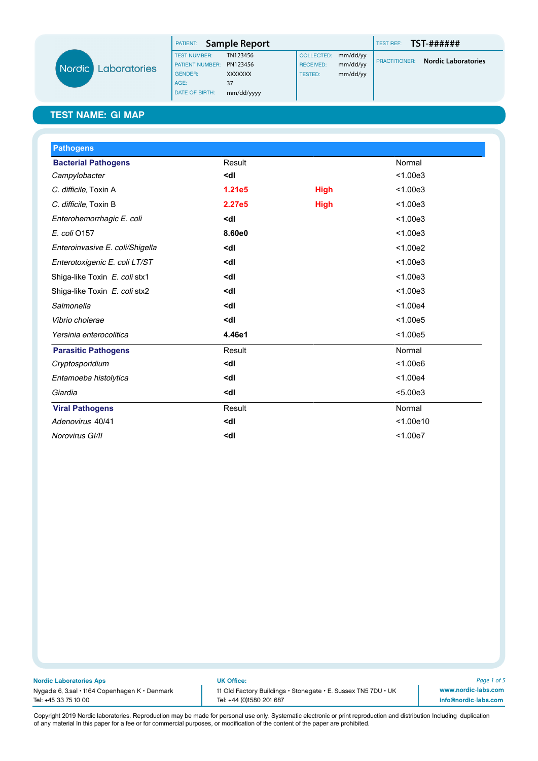Nordic Laboratories

| PATIENT: | Sample Report | | | TEST REF: | TST-###### |
|---|---|---|---|---|---|
| TEST NUMBER: | TN123456 | COLLECTED: | mm/dd/yy | PRACTITIONER: | Nordic Laboratories |
| PATIENT NUMBER: | PN123456 | RECEIVED: | mm/dd/yy | | |
| GENDER: | XXXXXXX | TESTED: | mm/dd/yy | | |
| AGE: | 37 | | | | |
| DATE OF BIRTH: | mm/dd/yyyy | | | | |

## TEST NAME: GI MAP

### Pathogens

| **Bacterial Pathogens** | Result | | Normal |
|---|---|---|---|
| *Campylobacter* | **<dl** | | <1.00e3 |
| *C. difficile*, Toxin A | **1.21e5** | **High** | <1.00e3 |
| *C. difficile*, Toxin B | **2.27e5** | **High** | <1.00e3 |
| *Enterohemorrhagic E. coli* | **<dl** | | <1.00e3 |
| *E. coli* O157 | **8.60e0** | | <1.00e3 |
| *Enteroinvasive E. coli/Shigella* | **<dl** | | <1.00e2 |
| *Enterotoxigenic E. coli LT/ST* | **<dl** | | <1.00e3 |
| Shiga-like Toxin *E. coli* stx1 | **<dl** | | <1.00e3 |
| Shiga-like Toxin *E. coli* stx2 | **<dl** | | <1.00e3 |
| *Salmonella* | **<dl** | | <1.00e4 |
| *Vibrio cholerae* | **<dl** | | <1.00e5 |
| *Yersinia enterocolitica* | **4.46e1** | | <1.00e5 |

| **Parasitic Pathogens** | Result | | Normal |
|---|---|---|---|
| *Cryptosporidium* | **<dl** | | <1.00e6 |
| *Entamoeba histolytica* | **<dl** | | <1.00e4 |
| *Giardia* | **<dl** | | <5.00e3 |

| **Viral Pathogens** | Result | | Normal |
|---|---|---|---|
| *Adenovirus* 40/41 | **<dl** | | <1.00e10 |
| *Norovirus GI/II* | **<dl** | | <1.00e7 |

**Nordic Laboratories Aps**
Nygade 6, 3.sal • 1164 Copenhagen K • Denmark
Tel: +45 33 75 10 00

**UK Office:**
11 Old Factory Buildings • Stonegate • E. Sussex TN5 7DU • UK
Tel: +44 (0)1580 201 687

www.nordic-labs.com
info@nordic-labs.com

Copyright 2019 Nordic laboratories. Reproduction may be made for personal use only. Systematic electronic or print reproduction and distribution Including duplication of any material In this paper for a fee or for commercial purposes, or modification of the content of the paper are prohibited.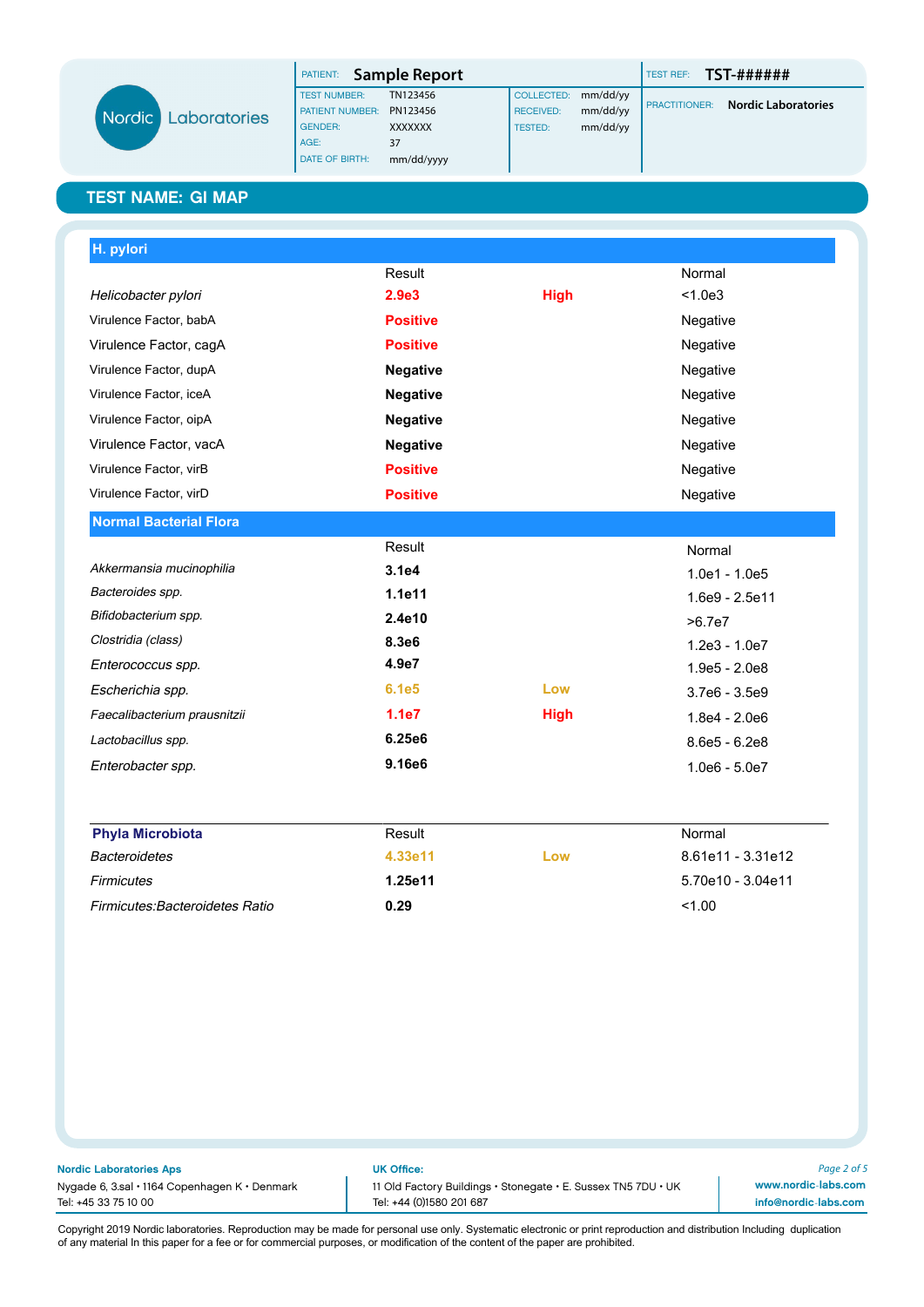| PATIENT: | **Sample Report** | | | TEST REF: | **TST-######** |
|---|---|---|---|---|---|
| TEST NUMBER: | TN123456 | COLLECTED: | mm/dd/yy | PRACTITIONER: | **Nordic Laboratories** |
| PATIENT NUMBER: | PN123456 | RECEIVED: | mm/dd/yy | | |
| GENDER: | XXXXXXX | TESTED: | mm/dd/yy | | |
| AGE: | 37 | | | | |
| DATE OF BIRTH: | mm/dd/yyyy | | | | |

## TEST NAME: GI MAP

### H. pylori

| | Result | | Normal |
|---|---|---|---|
| *Helicobacter pylori* | **2.9e3** | **High** | <1.0e3 |
| Virulence Factor, babA | **Positive** | | Negative |
| Virulence Factor, cagA | **Positive** | | Negative |
| Virulence Factor, dupA | **Negative** | | Negative |
| Virulence Factor, iceA | **Negative** | | Negative |
| Virulence Factor, oipA | **Negative** | | Negative |
| Virulence Factor, vacA | **Negative** | | Negative |
| Virulence Factor, virB | **Positive** | | Negative |
| Virulence Factor, virD | **Positive** | | Negative |

### Normal Bacterial Flora

| | Result | | Normal |
|---|---|---|---|
| *Akkermansia mucinophilia* | **3.1e4** | | 1.0e1 - 1.0e5 |
| *Bacteroides spp.* | **1.1e11** | | 1.6e9 - 2.5e11 |
| *Bifidobacterium spp.* | **2.4e10** | | >6.7e7 |
| *Clostridia (class)* | **8.3e6** | | 1.2e3 - 1.0e7 |
| *Enterococcus spp.* | **4.9e7** | | 1.9e5 - 2.0e8 |
| *Escherichia spp.* | **6.1e5** | **Low** | 3.7e6 - 3.5e9 |
| *Faecalibacterium prausnitzii* | **1.1e7** | **High** | 1.8e4 - 2.0e6 |
| *Lactobacillus spp.* | **6.25e6** | | 8.6e5 - 6.2e8 |
| *Enterobacter spp.* | **9.16e6** | | 1.0e6 - 5.0e7 |

| **Phyla Microbiota** | Result | | Normal |
|---|---|---|---|
| *Bacteroidetes* | **4.33e11** | **Low** | 8.61e11 - 3.31e12 |
| *Firmicutes* | **1.25e11** | | 5.70e10 - 3.04e11 |
| *Firmicutes:Bacteroidetes Ratio* | **0.29** | | <1.00 |

**Nordic Laboratories Aps**
Nygade 6, 3.sal • 1164 Copenhagen K • Denmark
Tel: +45 33 75 10 00

**UK Office:**
11 Old Factory Buildings • Stonegate • E. Sussex TN5 7DU • UK
Tel: +44 (0)1580 201 687

**www.nordic-labs.com**
**info@nordic-labs.com**

Copyright 2019 Nordic laboratories. Reproduction may be made for personal use only. Systematic electronic or print reproduction and distribution Including duplication of any material In this paper for a fee or for commercial purposes, or modification of the content of the paper are prohibited.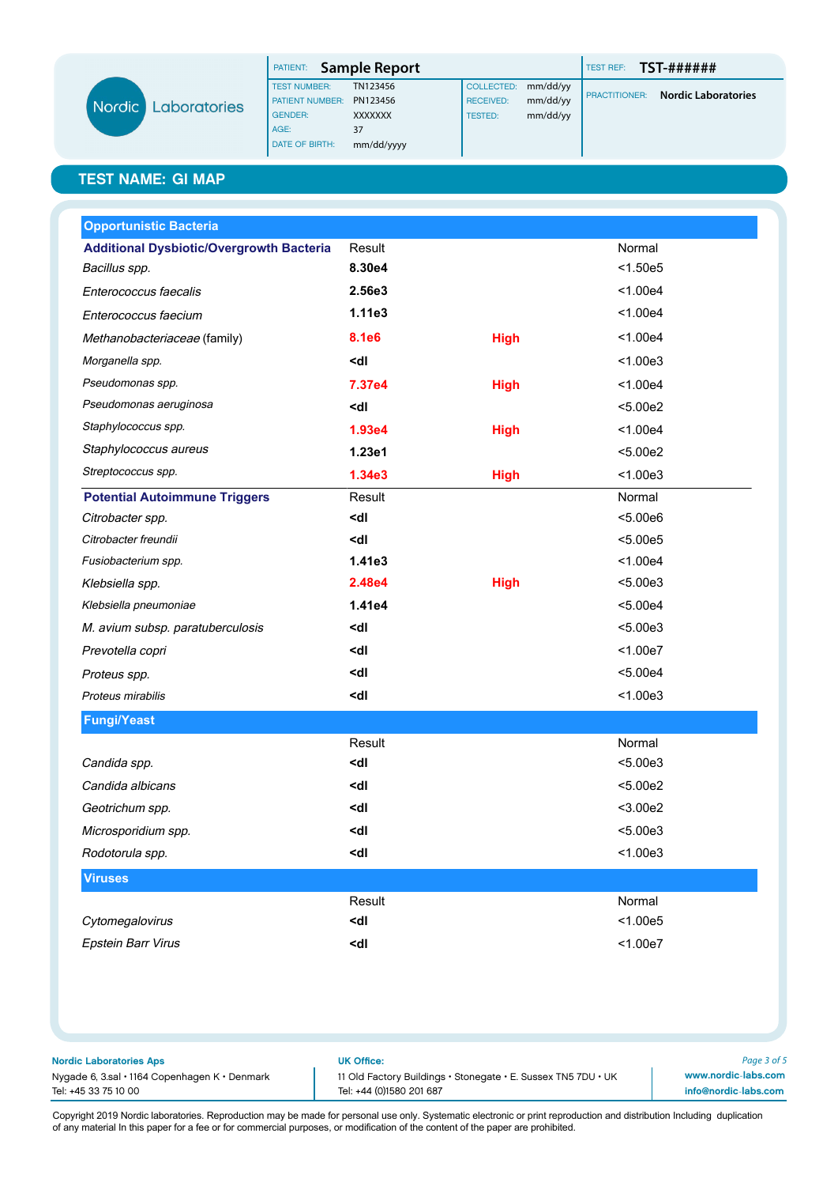Nordic Laboratories

| PATIENT: | Sample Report | | | TEST REF: | TST-###### |
|---|---|---|---|---|---|
| TEST NUMBER: | TN123456 | COLLECTED: | mm/dd/yy | PRACTITIONER: | Nordic Laboratories |
| PATIENT NUMBER: | PN123456 | RECEIVED: | mm/dd/yy | | |
| GENDER: | XXXXXXX | TESTED: | mm/dd/yy | | |
| AGE: | 37 | | | | |
| DATE OF BIRTH: | mm/dd/yyyy | | | | |

## TEST NAME: GI MAP

### Opportunistic Bacteria

| Additional Dysbiotic/Overgrowth Bacteria | Result | | Normal |
|---|---|---|---|
| *Bacillus spp.* | **8.30e4** | | <1.50e5 |
| *Enterococcus faecalis* | **2.56e3** | | <1.00e4 |
| *Enterococcus faecium* | **1.11e3** | | <1.00e4 |
| *Methanobacteriaceae* (family) | **8.1e6** | **High** | <1.00e4 |
| *Morganella spp.* | **<dl** | | <1.00e3 |
| *Pseudomonas spp.* | **7.37e4** | **High** | <1.00e4 |
| *Pseudomonas aeruginosa* | **<dl** | | <5.00e2 |
| *Staphylococcus spp.* | **1.93e4** | **High** | <1.00e4 |
| *Staphylococcus aureus* | **1.23e1** | | <5.00e2 |
| *Streptococcus spp.* | **1.34e3** | **High** | <1.00e3 |

| Potential Autoimmune Triggers | Result | | Normal |
|---|---|---|---|
| *Citrobacter spp.* | **<dl** | | <5.00e6 |
| *Citrobacter freundii* | **<dl** | | <5.00e5 |
| *Fusiobacterium spp.* | **1.41e3** | | <1.00e4 |
| *Klebsiella spp.* | **2.48e4** | **High** | <5.00e3 |
| *Klebsiella pneumoniae* | **1.41e4** | | <5.00e4 |
| *M. avium subsp. paratuberculosis* | **<dl** | | <5.00e3 |
| *Prevotella copri* | **<dl** | | <1.00e7 |
| *Proteus spp.* | **<dl** | | <5.00e4 |
| *Proteus mirabilis* | **<dl** | | <1.00e3 |

### Fungi/Yeast

| | Result | | Normal |
|---|---|---|---|
| *Candida spp.* | **<dl** | | <5.00e3 |
| *Candida albicans* | **<dl** | | <5.00e2 |
| *Geotrichum spp.* | **<dl** | | <3.00e2 |
| *Microsporidium spp.* | **<dl** | | <5.00e3 |
| *Rodotorula spp.* | **<dl** | | <1.00e3 |

### Viruses

| | Result | | Normal |
|---|---|---|---|
| *Cytomegalovirus* | **<dl** | | <1.00e5 |
| *Epstein Barr Virus* | **<dl** | | <1.00e7 |

**Nordic Laboratories Aps**
Nygade 6, 3.sal • 1164 Copenhagen K • Denmark
Tel: +45 33 75 10 00

**UK Office:**
11 Old Factory Buildings • Stonegate • E. Sussex TN5 7DU • UK
Tel: +44 (0)1580 201 687

www.nordic-labs.com
info@nordic-labs.com

Copyright 2019 Nordic laboratories. Reproduction may be made for personal use only. Systematic electronic or print reproduction and distribution Including duplication of any material In this paper for a fee or for commercial purposes, or modification of the content of the paper are prohibited.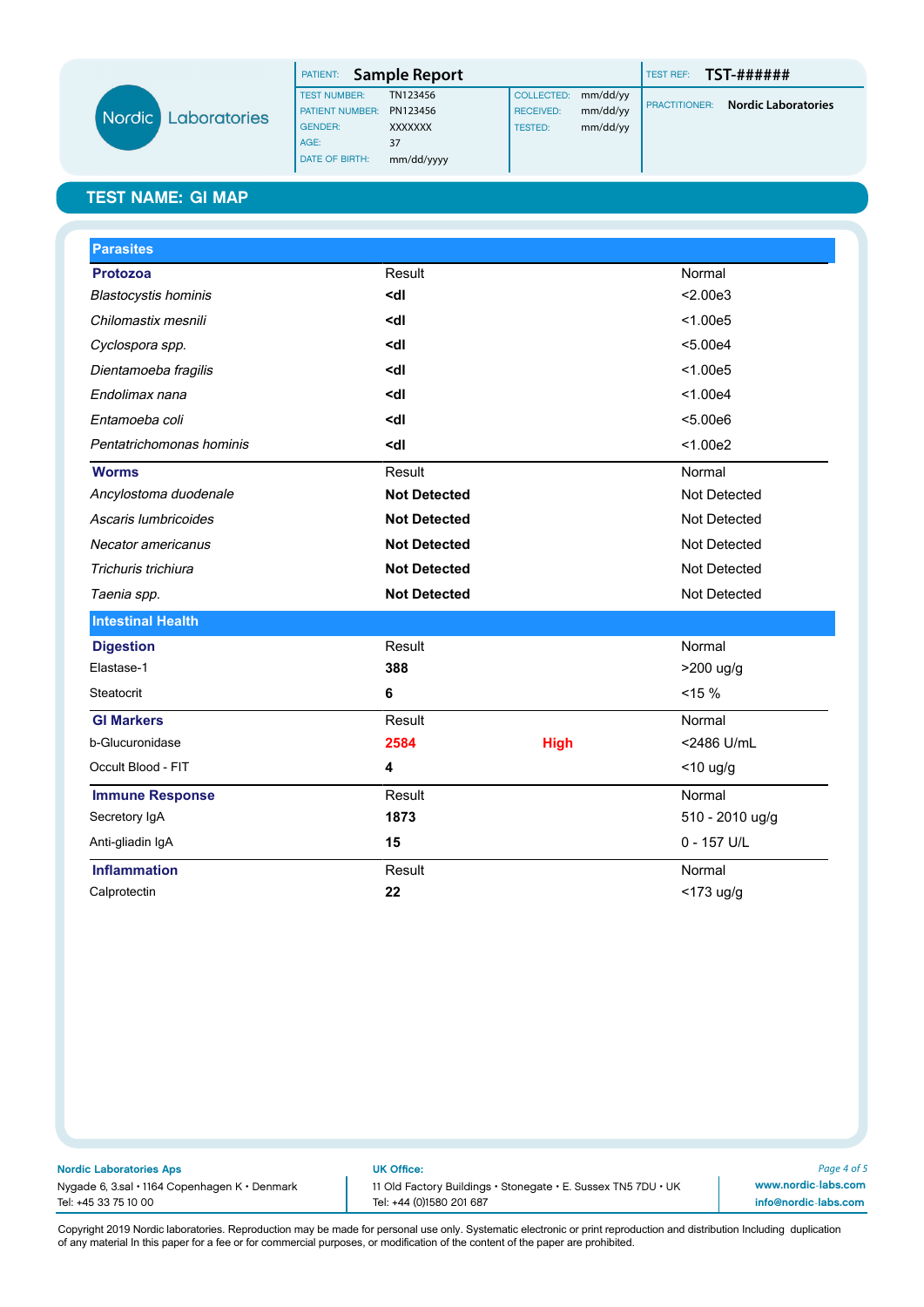Nordic Laboratories

| PATIENT: | Sample Report | | | TEST REF: | TST-###### |
|---|---|---|---|---|---|
| TEST NUMBER: | TN123456 | COLLECTED: | mm/dd/yy | PRACTITIONER: | Nordic Laboratories |
| PATIENT NUMBER: | PN123456 | RECEIVED: | mm/dd/yy | | |
| GENDER: | XXXXXXX | TESTED: | mm/dd/yy | | |
| AGE: | 37 | | | | |
| DATE OF BIRTH: | mm/dd/yyyy | | | | |

## TEST NAME: GI MAP

### Parasites

| Protozoa | Result | | Normal |
|---|---|---|---|
| *Blastocystis hominis* | **<dl** | | <2.00e3 |
| *Chilomastix mesnili* | **<dl** | | <1.00e5 |
| *Cyclospora spp.* | **<dl** | | <5.00e4 |
| *Dientamoeba fragilis* | **<dl** | | <1.00e5 |
| *Endolimax nana* | **<dl** | | <1.00e4 |
| *Entamoeba coli* | **<dl** | | <5.00e6 |
| *Pentatrichomonas hominis* | **<dl** | | <1.00e2 |

| Worms | Result | | Normal |
|---|---|---|---|
| *Ancylostoma duodenale* | **Not Detected** | | Not Detected |
| *Ascaris lumbricoides* | **Not Detected** | | Not Detected |
| *Necator americanus* | **Not Detected** | | Not Detected |
| *Trichuris trichiura* | **Not Detected** | | Not Detected |
| *Taenia spp.* | **Not Detected** | | Not Detected |

### Intestinal Health

| Digestion | Result | | Normal |
|---|---|---|---|
| Elastase-1 | **388** | | >200 ug/g |
| Steatocrit | **6** | | <15 % |

| GI Markers | Result | | Normal |
|---|---|---|---|
| b-Glucuronidase | **2584** | **High** | <2486 U/mL |
| Occult Blood - FIT | **4** | | <10 ug/g |

| Immune Response | Result | | Normal |
|---|---|---|---|
| Secretory IgA | **1873** | | 510 - 2010 ug/g |
| Anti-gliadin IgA | **15** | | 0 - 157 U/L |

| Inflammation | Result | | Normal |
|---|---|---|---|
| Calprotectin | **22** | | <173 ug/g |

**Nordic Laboratories Aps**
Nygade 6, 3.sal • 1164 Copenhagen K • Denmark
Tel: +45 33 75 10 00

**UK Office:**
11 Old Factory Buildings • Stonegate • E. Sussex TN5 7DU • UK
Tel: +44 (0)1580 201 687

www.nordic-labs.com
info@nordic-labs.com

Copyright 2019 Nordic laboratories. Reproduction may be made for personal use only. Systematic electronic or print reproduction and distribution Including duplication of any material In this paper for a fee or for commercial purposes, or modification of the content of the paper are prohibited.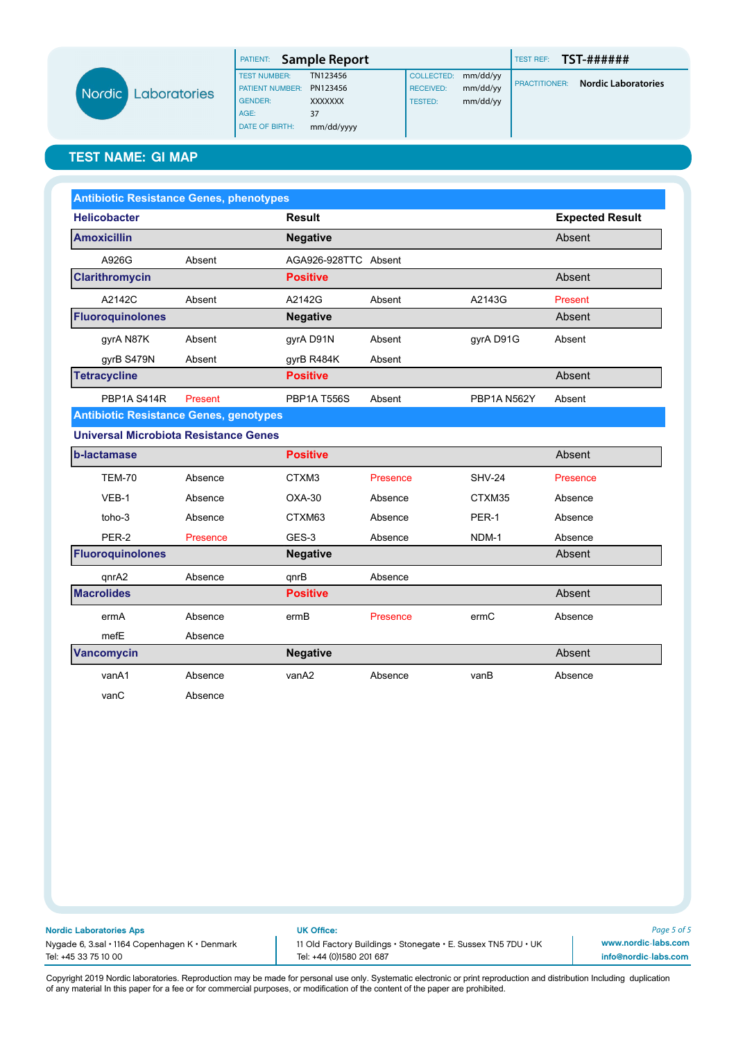Nordic Laboratories

| PATIENT: | Sample Report | | | TEST REF: | TST-###### |
|---|---|---|---|---|---|
| TEST NUMBER: | TN123456 | COLLECTED: | mm/dd/yy | PRACTITIONER: | Nordic Laboratories |
| PATIENT NUMBER: | PN123456 | RECEIVED: | mm/dd/yy | | |
| GENDER: | XXXXXXX | TESTED: | mm/dd/yy | | |
| AGE: | 37 | | | | |
| DATE OF BIRTH: | mm/dd/yyyy | | | | |

## TEST NAME: GI MAP

### Antibiotic Resistance Genes, phenotypes

| Helicobacter | | Result | | | Expected Result |
|---|---|---|---|---|---|
| **Amoxicillin** | | **Negative** | | | Absent |
| A926G | Absent | AGA926-928TTC | Absent | | |
| **Clarithromycin** | | **Positive** | | | Absent |
| A2142C | Absent | A2142G | Absent | A2143G | Present |
| **Fluoroquinolones** | | **Negative** | | | Absent |
| gyrA N87K | Absent | gyrA D91N | Absent | gyrA D91G | Absent |
| gyrB S479N | Absent | gyrB R484K | Absent | | |
| **Tetracycline** | | **Positive** | | | Absent |
| PBP1A S414R | Present | PBP1A T556S | Absent | PBP1A N562Y | Absent |

### Antibiotic Resistance Genes, genotypes

**Universal Microbiota Resistance Genes**

| | | | | | |
|---|---|---|---|---|---|
| **b-lactamase** | | **Positive** | | | Absent |
| TEM-70 | Absence | CTXM3 | Presence | SHV-24 | Presence |
| VEB-1 | Absence | OXA-30 | Absence | CTXM35 | Absence |
| toho-3 | Absence | CTXM63 | Absence | PER-1 | Absence |
| PER-2 | Presence | GES-3 | Absence | NDM-1 | Absence |
| **Fluoroquinolones** | | **Negative** | | | Absent |
| qnrA2 | Absence | qnrB | Absence | | |
| **Macrolides** | | **Positive** | | | Absent |
| ermA | Absence | ermB | Presence | ermC | Absence |
| mefE | Absence | | | | |
| **Vancomycin** | | **Negative** | | | Absent |
| vanA1 | Absence | vanA2 | Absence | vanB | Absence |
| vanC | Absence | | | | |

**Nordic Laboratories Aps**
Nygade 6, 3.sal • 1164 Copenhagen K • Denmark
Tel: +45 33 75 10 00

**UK Office:**
11 Old Factory Buildings • Stonegate • E. Sussex TN5 7DU • UK
Tel: +44 (0)1580 201 687

www.nordic-labs.com
info@nordic-labs.com

Copyright 2019 Nordic laboratories. Reproduction may be made for personal use only. Systematic electronic or print reproduction and distribution Including duplication of any material In this paper for a fee or for commercial purposes, or modification of the content of the paper are prohibited.